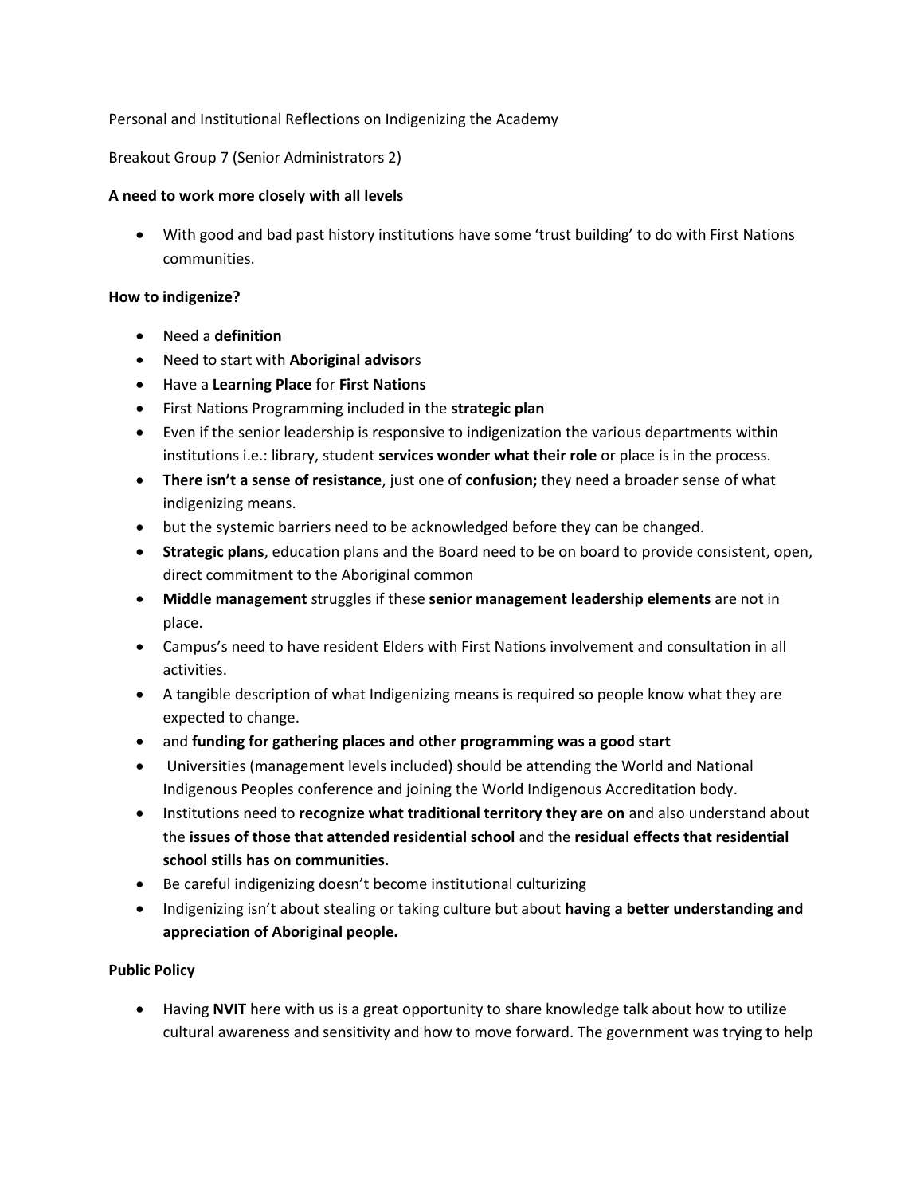Personal and Institutional Reflections on Indigenizing the Academy

Breakout Group 7 (Senior Administrators 2)

**A need to work more closely with all levels**

- With good and bad past history institutions have some 'trust building' to do with First Nations communities.

**How to indigenize?**

- Need a **definition**
- Need to start with **Aboriginal adviso**rs
- Have a **Learning Place** for **First Nations**
- First Nations Programming included in the **strategic plan**
- Even if the senior leadership is responsive to indigenization the various departments within institutions i.e.: library, student **services wonder what their role** or place is in the process.
- **There isn't a sense of resistance**, just one of **confusion;** they need a broader sense of what indigenizing means.
- but the systemic barriers need to be acknowledged before they can be changed.
- **Strategic plans**, education plans and the Board need to be on board to provide consistent, open, direct commitment to the Aboriginal common
- **Middle management** struggles if these **senior management leadership elements** are not in place.
- Campus's need to have resident Elders with First Nations involvement and consultation in all activities.
- A tangible description of what Indigenizing means is required so people know what they are expected to change.
- and **funding for gathering places and other programming was a good start**
- Universities (management levels included) should be attending the World and National Indigenous Peoples conference and joining the World Indigenous Accreditation body.
- Institutions need to **recognize what traditional territory they are on** and also understand about the **issues of those that attended residential school** and the **residual effects that residential school stills has on communities.**
- Be careful indigenizing doesn't become institutional culturizing
- Indigenizing isn't about stealing or taking culture but about **having a better understanding and appreciation of Aboriginal people.**

**Public Policy**

- Having **NVIT** here with us is a great opportunity to share knowledge talk about how to utilize cultural awareness and sensitivity and how to move forward. The government was trying to help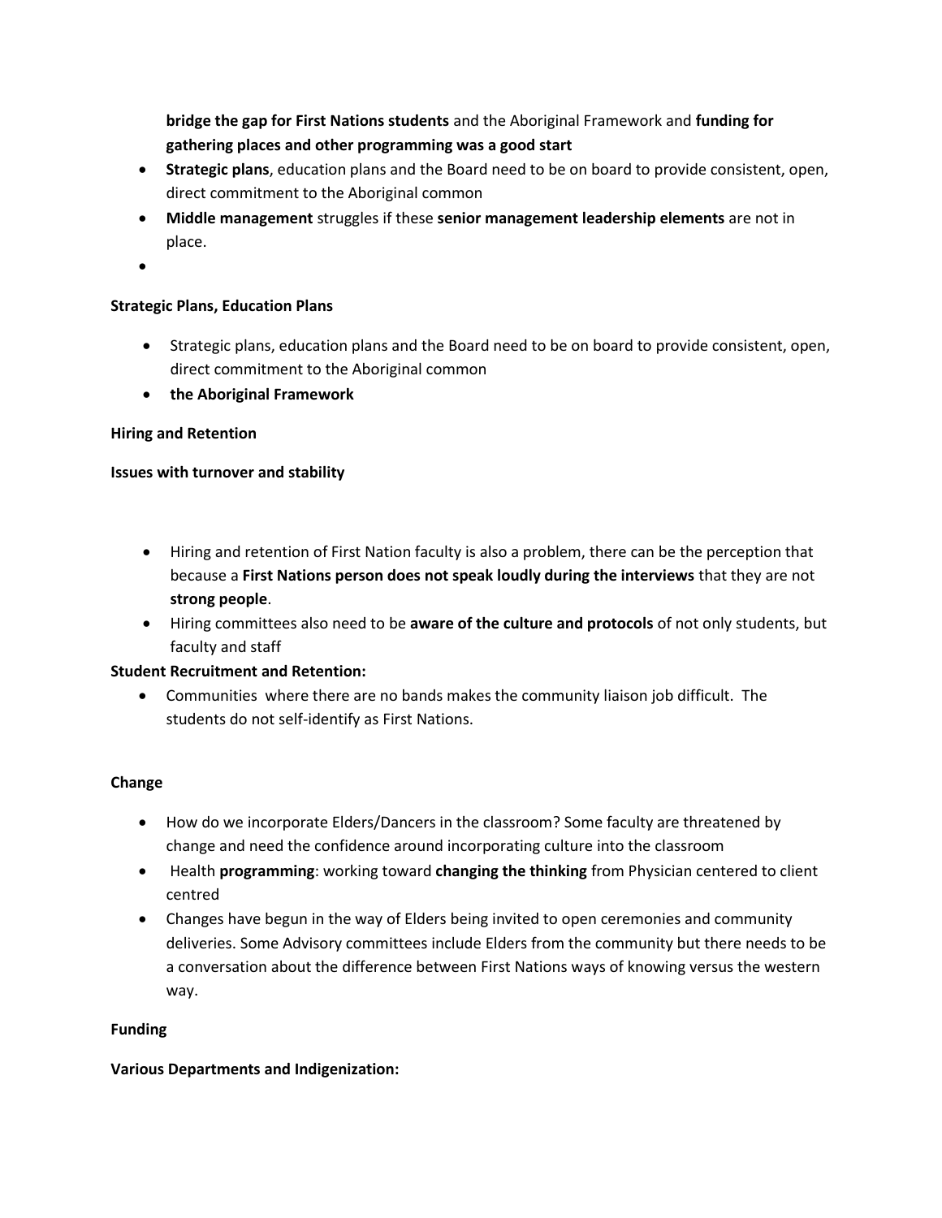**bridge the gap for First Nations students** and the Aboriginal Framework and **funding for gathering places and other programming was a good start**

- **Strategic plans**, education plans and the Board need to be on board to provide consistent, open, direct commitment to the Aboriginal common
- **Middle management** struggles if these **senior management leadership elements** are not in place.
-

**Strategic Plans, Education Plans**

- Strategic plans, education plans and the Board need to be on board to provide consistent, open, direct commitment to the Aboriginal common
- **the Aboriginal Framework**

**Hiring and Retention**

**Issues with turnover and stability**

- Hiring and retention of First Nation faculty is also a problem, there can be the perception that because a **First Nations person does not speak loudly during the interviews** that they are not **strong people**.
- Hiring committees also need to be **aware of the culture and protocols** of not only students, but faculty and staff

**Student Recruitment and Retention:**

- Communities where there are no bands makes the community liaison job difficult. The students do not self-identify as First Nations.

**Change**

- How do we incorporate Elders/Dancers in the classroom? Some faculty are threatened by change and need the confidence around incorporating culture into the classroom
- Health **programming**: working toward **changing the thinking** from Physician centered to client centred
- Changes have begun in the way of Elders being invited to open ceremonies and community deliveries. Some Advisory committees include Elders from the community but there needs to be a conversation about the difference between First Nations ways of knowing versus the western way.

**Funding**

**Various Departments and Indigenization:**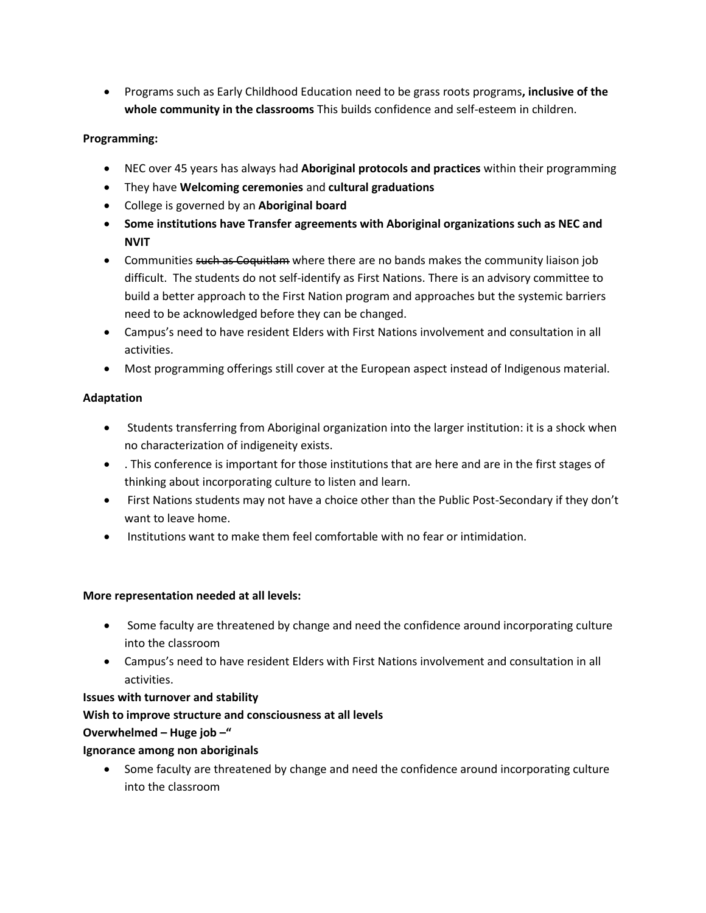- Programs such as Early Childhood Education need to be grass roots programs**, inclusive of the whole community in the classrooms** This builds confidence and self-esteem in children.

**Programming:**

- NEC over 45 years has always had **Aboriginal protocols and practices** within their programming
- They have **Welcoming ceremonies** and **cultural graduations**
- College is governed by an **Aboriginal board**
- **Some institutions have Transfer agreements with Aboriginal organizations such as NEC and NVIT**
- Communities ~~such as Coquitlam~~ where there are no bands makes the community liaison job difficult. The students do not self-identify as First Nations. There is an advisory committee to build a better approach to the First Nation program and approaches but the systemic barriers need to be acknowledged before they can be changed.
- Campus's need to have resident Elders with First Nations involvement and consultation in all activities.
- Most programming offerings still cover at the European aspect instead of Indigenous material.

**Adaptation**

- Students transferring from Aboriginal organization into the larger institution: it is a shock when no characterization of indigeneity exists.
- . This conference is important for those institutions that are here and are in the first stages of thinking about incorporating culture to listen and learn.
- First Nations students may not have a choice other than the Public Post-Secondary if they don't want to leave home.
- Institutions want to make them feel comfortable with no fear or intimidation.

**More representation needed at all levels:**

- Some faculty are threatened by change and need the confidence around incorporating culture into the classroom
- Campus's need to have resident Elders with First Nations involvement and consultation in all activities.

**Issues with turnover and stability**

**Wish to improve structure and consciousness at all levels**

**Overwhelmed – Huge job –"**

**Ignorance among non aboriginals**

- Some faculty are threatened by change and need the confidence around incorporating culture into the classroom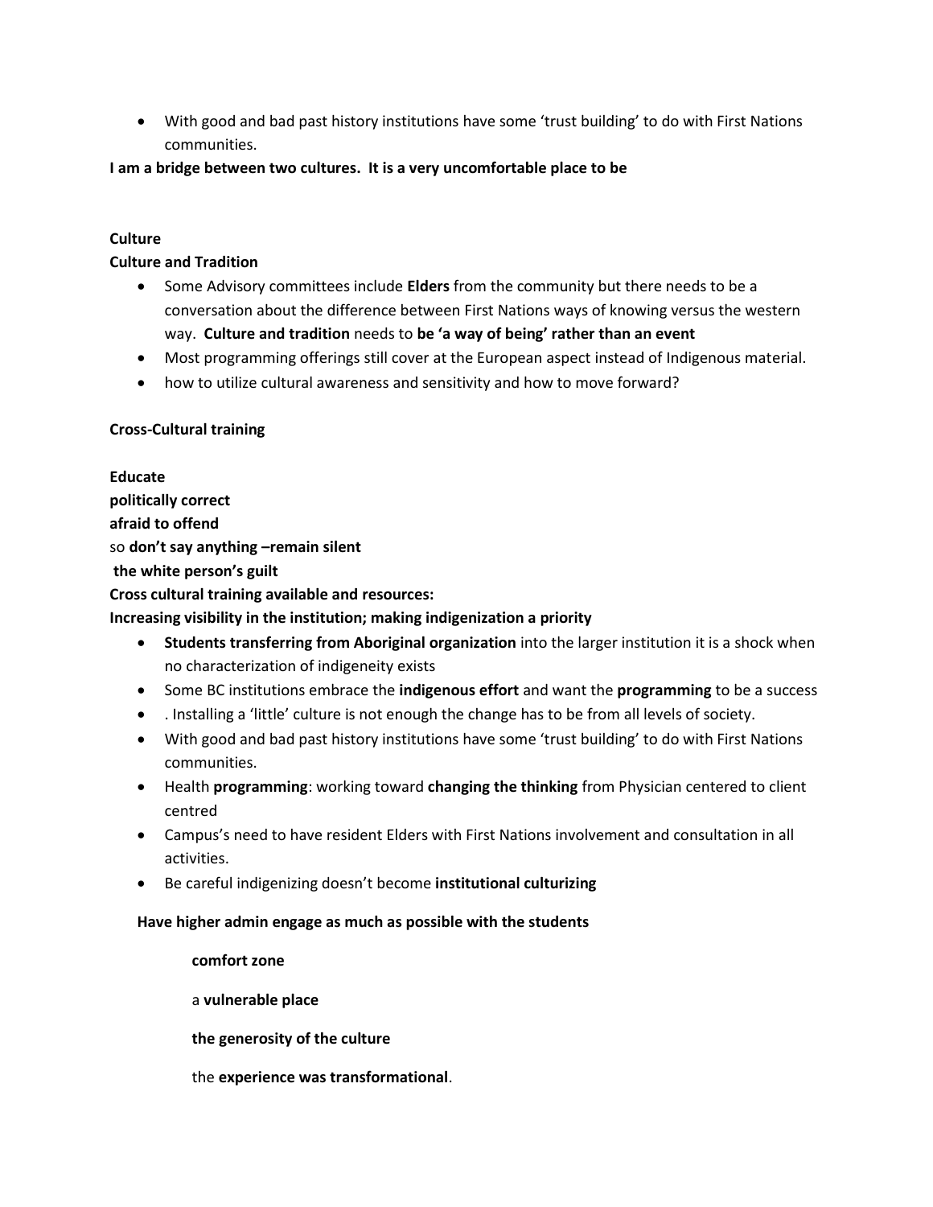- With good and bad past history institutions have some 'trust building' to do with First Nations communities.

**I am a bridge between two cultures. It is a very uncomfortable place to be**

**Culture**

**Culture and Tradition**

- Some Advisory committees include **Elders** from the community but there needs to be a conversation about the difference between First Nations ways of knowing versus the western way. **Culture and tradition** needs to **be 'a way of being' rather than an event**
- Most programming offerings still cover at the European aspect instead of Indigenous material.
- how to utilize cultural awareness and sensitivity and how to move forward?

**Cross-Cultural training**

**Educate**
**politically correct**
**afraid to offend**
so **don't say anything –remain silent**
**the white person's guilt**
**Cross cultural training available and resources:**
**Increasing visibility in the institution; making indigenization a priority**

- **Students transferring from Aboriginal organization** into the larger institution it is a shock when no characterization of indigeneity exists
- Some BC institutions embrace the **indigenous effort** and want the **programming** to be a success
- . Installing a 'little' culture is not enough the change has to be from all levels of society.
- With good and bad past history institutions have some 'trust building' to do with First Nations communities.
- Health **programming**: working toward **changing the thinking** from Physician centered to client centred
- Campus's need to have resident Elders with First Nations involvement and consultation in all activities.
- Be careful indigenizing doesn't become **institutional culturizing**

**Have higher admin engage as much as possible with the students**

**comfort zone**

a **vulnerable place**

**the generosity of the culture**

the **experience was transformational**.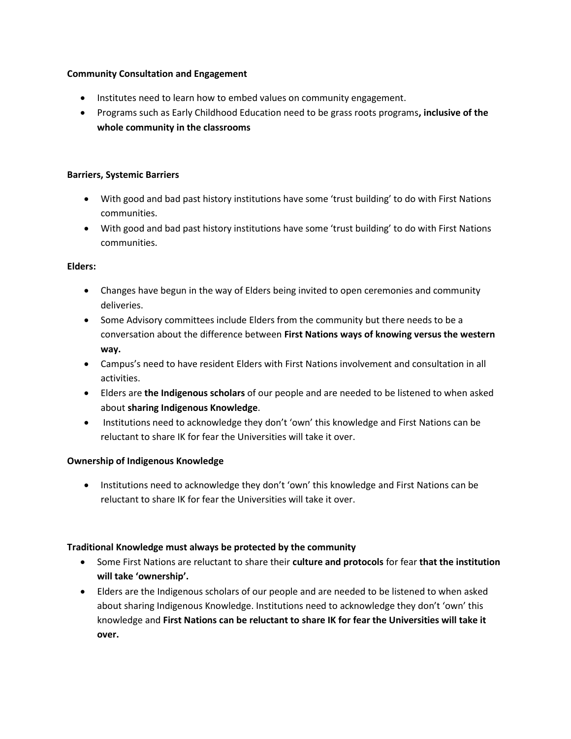**Community Consultation and Engagement**

- Institutes need to learn how to embed values on community engagement.
- Programs such as Early Childhood Education need to be grass roots programs**, inclusive of the whole community in the classrooms**

**Barriers, Systemic Barriers**

- With good and bad past history institutions have some 'trust building' to do with First Nations communities.
- With good and bad past history institutions have some 'trust building' to do with First Nations communities.

**Elders:**

- Changes have begun in the way of Elders being invited to open ceremonies and community deliveries.
- Some Advisory committees include Elders from the community but there needs to be a conversation about the difference between **First Nations ways of knowing versus the western way.**
- Campus's need to have resident Elders with First Nations involvement and consultation in all activities.
- Elders are **the Indigenous scholars** of our people and are needed to be listened to when asked about **sharing Indigenous Knowledge**.
- Institutions need to acknowledge they don't 'own' this knowledge and First Nations can be reluctant to share IK for fear the Universities will take it over.

**Ownership of Indigenous Knowledge**

- Institutions need to acknowledge they don't 'own' this knowledge and First Nations can be reluctant to share IK for fear the Universities will take it over.

**Traditional Knowledge must always be protected by the community**

- Some First Nations are reluctant to share their **culture and protocols** for fear **that the institution will take 'ownership'.**
- Elders are the Indigenous scholars of our people and are needed to be listened to when asked about sharing Indigenous Knowledge. Institutions need to acknowledge they don't 'own' this knowledge and **First Nations can be reluctant to share IK for fear the Universities will take it over.**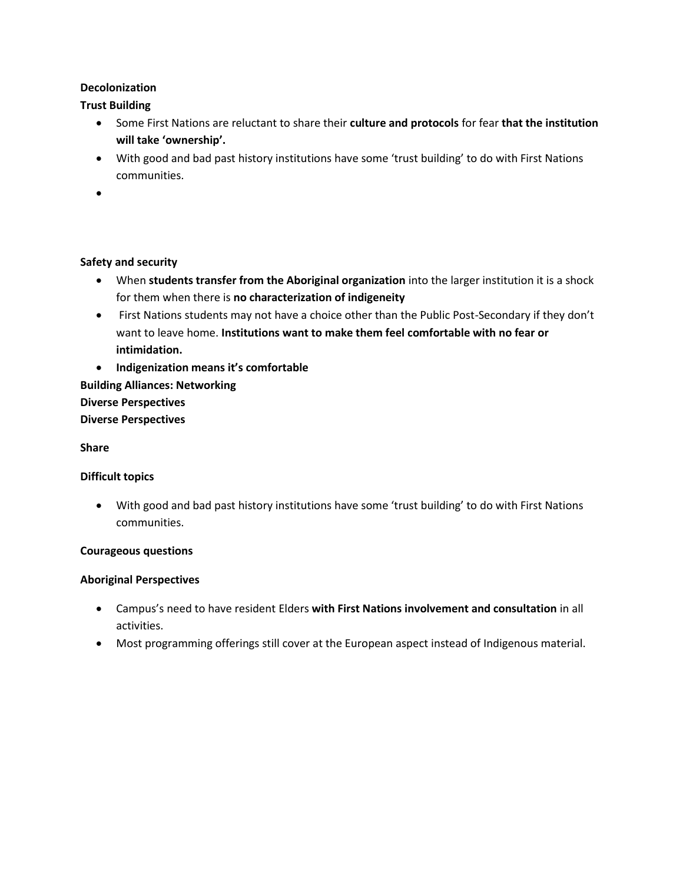**Decolonization**

**Trust Building**

- Some First Nations are reluctant to share their **culture and protocols** for fear **that the institution will take 'ownership'.**
- With good and bad past history institutions have some 'trust building' to do with First Nations communities.
-

**Safety and security**

- When **students transfer from the Aboriginal organization** into the larger institution it is a shock for them when there is **no characterization of indigeneity**
- First Nations students may not have a choice other than the Public Post-Secondary if they don't want to leave home. **Institutions want to make them feel comfortable with no fear or intimidation.**
- **Indigenization means it's comfortable**

**Building Alliances: Networking**

**Diverse Perspectives**

**Diverse Perspectives**

**Share**

**Difficult topics**

- With good and bad past history institutions have some 'trust building' to do with First Nations communities.

**Courageous questions**

**Aboriginal Perspectives**

- Campus's need to have resident Elders **with First Nations involvement and consultation** in all activities.
- Most programming offerings still cover at the European aspect instead of Indigenous material.